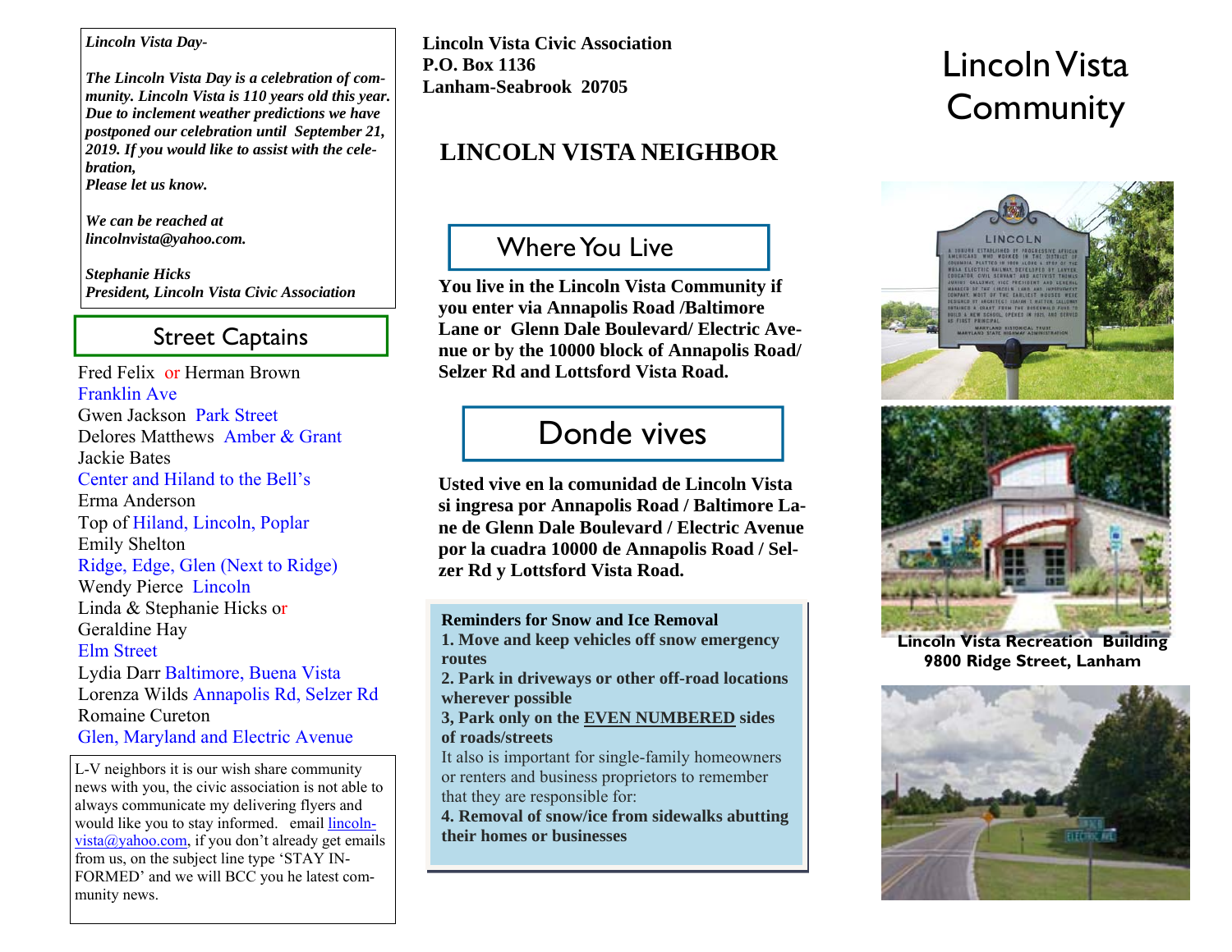***Lincoln Vista Day-***

***The Lincoln Vista Day is a celebration of community. Lincoln Vista is 110 years old this year. Due to inclement weather predictions we have postponed our celebration until September 21, 2019. If you would like to assist with the celebration,***
***Please let us know.***

***We can be reached at lincolnvista@yahoo.com.***

***Stephanie Hicks***
***President, Lincoln Vista Civic Association***

## Street Captains

Fred Felix or Herman Brown
Franklin Ave
Gwen Jackson Park Street
Delores Matthews Amber & Grant
Jackie Bates
Center and Hiland to the Bell's
Erma Anderson
Top of Hiland, Lincoln, Poplar
Emily Shelton
Ridge, Edge, Glen (Next to Ridge)
Wendy Pierce Lincoln
Linda & Stephanie Hicks or
Geraldine Hay
Elm Street
Lydia Darr Baltimore, Buena Vista
Lorenza Wilds Annapolis Rd, Selzer Rd
Romaine Cureton
Glen, Maryland and Electric Avenue

L-V neighbors it is our wish share community news with you, the civic association is not able to always communicate my delivering flyers and would like you to stay informed. email lincolnvista@yahoo.com, if you don't already get emails from us, on the subject line type 'STAY INFORMED' and we will BCC you he latest community news.

**Lincoln Vista Civic Association**
**P.O. Box 1136**
**Lanham-Seabrook 20705**

# LINCOLN VISTA NEIGHBOR

## Where You Live

**You live in the Lincoln Vista Community if you enter via Annapolis Road /Baltimore Lane or Glenn Dale Boulevard/ Electric Avenue or by the 10000 block of Annapolis Road/ Selzer Rd and Lottsford Vista Road.**

## Donde vives

**Usted vive en la comunidad de Lincoln Vista si ingresa por Annapolis Road / Baltimore Lane de Glenn Dale Boulevard / Electric Avenue por la cuadra 10000 de Annapolis Road / Selzer Rd y Lottsford Vista Road.**

**Reminders for Snow and Ice Removal**
**1. Move and keep vehicles off snow emergency routes**
**2. Park in driveways or other off-road locations wherever possible**
**3, Park only on the EVEN NUMBERED sides of roads/streets**
It also is important for single-family homeowners or renters and business proprietors to remember that they are responsible for:
**4. Removal of snow/ice from sidewalks abutting their homes or businesses**

# Lincoln Vista Community

**Lincoln Vista Recreation Building**
**9800 Ridge Street, Lanham**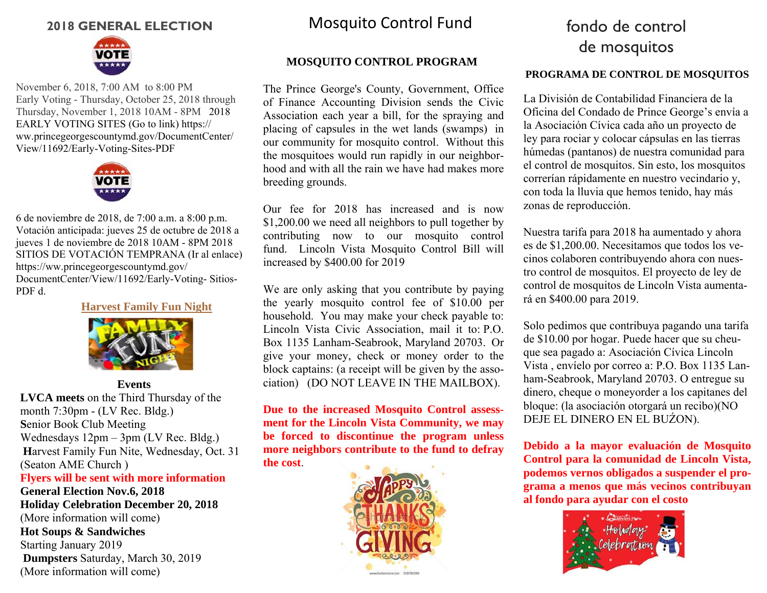## 2018 GENERAL ELECTION

November 6, 2018, 7:00 AM to 8:00 PM
Early Voting - Thursday, October 25, 2018 through Thursday, November 1, 2018 10AM - 8PM 2018 EARLY VOTING SITES (Go to link) https://ww.princegeorgescountymd.gov/DocumentCenter/View/11692/Early-Voting-Sites-PDF

6 de noviembre de 2018, de 7:00 a.m. a 8:00 p.m. Votación anticipada: jueves 25 de octubre de 2018 a jueves 1 de noviembre de 2018 10AM - 8PM 2018 SITIOS DE VOTACIÓN TEMPRANA (Ir al enlace) https://ww.princegeorgescountymd.gov/DocumentCenter/View/11692/Early-Voting- Sitios-PDF d.

### Harvest Family Fun Night

### Events

**LVCA meets** on the Third Thursday of the month 7:30pm - (LV Rec. Bldg.)
**S**enior Book Club Meeting
Wednesdays 12pm – 3pm (LV Rec. Bldg.)
**H**arvest Family Fun Nite, Wednesday, Oct. 31 (Seaton AME Church )
**Flyers will be sent with more information**
**General Election Nov.6, 2018**
**Holiday Celebration December 20, 2018**
(More information will come)
**Hot Soups & Sandwiches**
Starting January 2019
**Dumpsters** Saturday, March 30, 2019
(More information will come)

# Mosquito Control Fund

### MOSQUITO CONTROL PROGRAM

The Prince George's County, Government, Office of Finance Accounting Division sends the Civic Association each year a bill, for the spraying and placing of capsules in the wet lands (swamps) in our community for mosquito control. Without this the mosquitoes would run rapidly in our neighborhood and with all the rain we have had makes more breeding grounds.

Our fee for 2018 has increased and is now $1,200.00 we need all neighbors to pull together by contributing now to our mosquito control fund. Lincoln Vista Mosquito Control Bill will increased by $400.00 for 2019

We are only asking that you contribute by paying the yearly mosquito control fee of $10.00 per household. You may make your check payable to: Lincoln Vista Civic Association, mail it to: P.O. Box 1135 Lanham-Seabrook, Maryland 20703. Or give your money, check or money order to the block captains: (a receipt will be given by the association) (DO NOT LEAVE IN THE MAILBOX).

**Due to the increased Mosquito Control assessment for the Lincoln Vista Community, we may be forced to discontinue the program unless more neighbors contribute to the fund to defray the cost**.

# fondo de control de mosquitos

### PROGRAMA DE CONTROL DE MOSQUITOS

La División de Contabilidad Financiera de la Oficina del Condado de Prince George's envía a la Asociación Cívica cada año un proyecto de ley para rociar y colocar cápsulas en las tierras húmedas (pantanos) de nuestra comunidad para el control de mosquitos. Sin esto, los mosquitos correrían rápidamente en nuestro vecindario y, con toda la lluvia que hemos tenido, hay más zonas de reproducción.

Nuestra tarifa para 2018 ha aumentado y ahora es de $1,200.00. Necesitamos que todos los vecinos colaboren contribuyendo ahora con nuestro control de mosquitos. El proyecto de ley de control de mosquitos de Lincoln Vista aumentará en $400.00 para 2019.

Solo pedimos que contribuya pagando una tarifa de $10.00 por hogar. Puede hacer que su cheque sea pagado a: Asociación Cívica Lincoln Vista , envíelo por correo a: P.O. Box 1135 Lanham-Seabrook, Maryland 20703. O entregue su dinero, cheque o moneyorder a los capitanes del bloque: (la asociación otorgará un recibo)(NO DEJE EL DINERO EN EL BUŹON).

**Debido a la mayor evaluación de Mosquito Control para la comunidad de Lincoln Vista, podemos vernos obligados a suspender el programa a menos que más vecinos contribuyan al fondo para ayudar con el costo**